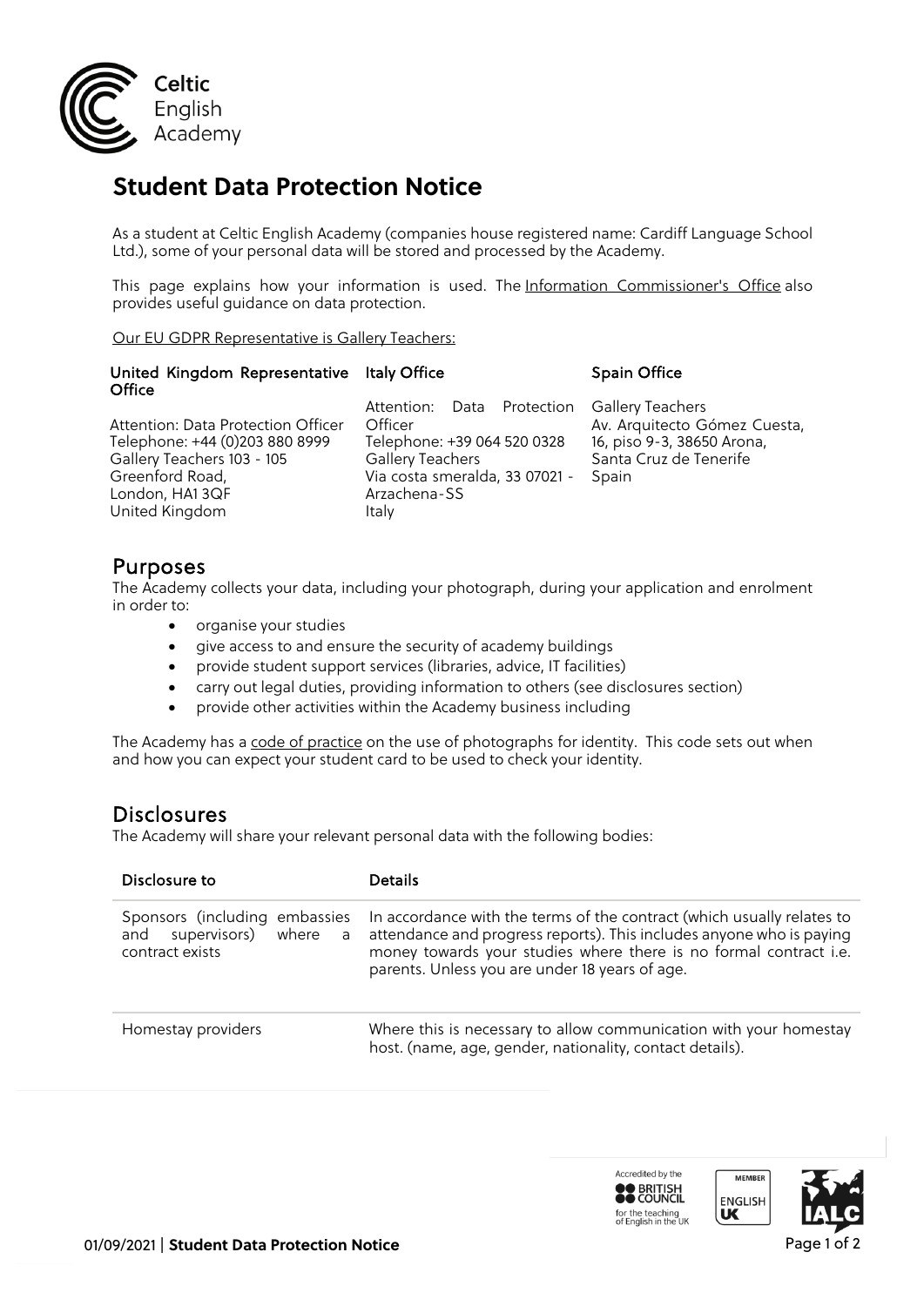# Student Data Protection Notice

As a student at Celtic English Academy (companies house registered name: Cardiff Language School Ltd.), some of your personal data will be stored and processed by the Academy.

This page explains how your information is used. The Information Commissioner's Office also provides useful guidance on data protection.

Our EU GDPR Representative is Gallery Teachers:

| United Kingdom Representative Office | Italy Office | Spain Office |
|---|---|---|
| Attention: Data Protection Officer<br>Telephone: +44 (0)203 880 8999<br>Gallery Teachers 103 - 105<br>Greenford Road,<br>London, HA1 3QF<br>United Kingdom | Attention: Data Protection Officer<br>Telephone: +39 064 520 0328<br>Gallery Teachers<br>Via costa smeralda, 33 07021 - Arzachena-SS<br>Italy | Gallery Teachers<br>Av. Arquitecto Gómez Cuesta, 16, piso 9-3, 38650 Arona,<br>Santa Cruz de Tenerife<br>Spain |

## Purposes

The Academy collects your data, including your photograph, during your application and enrolment in order to:

- organise your studies
- give access to and ensure the security of academy buildings
- provide student support services (libraries, advice, IT facilities)
- carry out legal duties, providing information to others (see disclosures section)
- provide other activities within the Academy business including

The Academy has a code of practice on the use of photographs for identity. This code sets out when and how you can expect your student card to be used to check your identity.

## Disclosures

The Academy will share your relevant personal data with the following bodies:

| Disclosure to | Details |
|---|---|
| Sponsors (including embassies and supervisors) where a contract exists | In accordance with the terms of the contract (which usually relates to attendance and progress reports). This includes anyone who is paying money towards your studies where there is no formal contract i.e. parents. Unless you are under 18 years of age. |
| Homestay providers | Where this is necessary to allow communication with your homestay host. (name, age, gender, nationality, contact details). |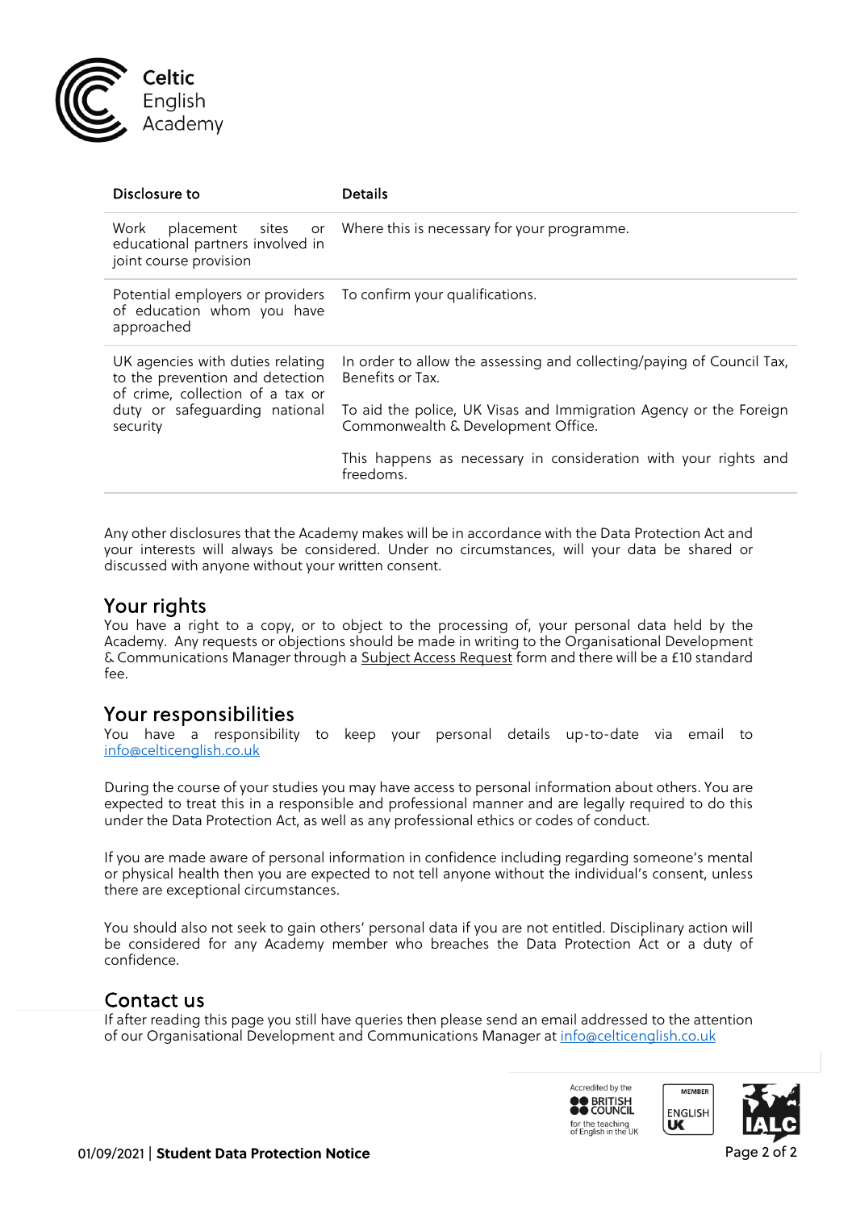| Disclosure to | Details |
|---|---|
| Work placement sites or educational partners involved in joint course provision | Where this is necessary for your programme. |
| Potential employers or providers of education whom you have approached | To confirm your qualifications. |
| UK agencies with duties relating to the prevention and detection of crime, collection of a tax or duty or safeguarding national security | In order to allow the assessing and collecting/paying of Council Tax, Benefits or Tax.<br><br>To aid the police, UK Visas and Immigration Agency or the Foreign Commonwealth & Development Office.<br><br>This happens as necessary in consideration with your rights and freedoms. |

Any other disclosures that the Academy makes will be in accordance with the Data Protection Act and your interests will always be considered. Under no circumstances, will your data be shared or discussed with anyone without your written consent.

## Your rights

You have a right to a copy, or to object to the processing of, your personal data held by the Academy. Any requests or objections should be made in writing to the Organisational Development & Communications Manager through a Subject Access Request form and there will be a £10 standard fee.

## Your responsibilities

You have a responsibility to keep your personal details up-to-date via email to info@celticenglish.co.uk

During the course of your studies you may have access to personal information about others. You are expected to treat this in a responsible and professional manner and are legally required to do this under the Data Protection Act, as well as any professional ethics or codes of conduct.

If you are made aware of personal information in confidence including regarding someone's mental or physical health then you are expected to not tell anyone without the individual's consent, unless there are exceptional circumstances.

You should also not seek to gain others' personal data if you are not entitled. Disciplinary action will be considered for any Academy member who breaches the Data Protection Act or a duty of confidence.

## Contact us

If after reading this page you still have queries then please send an email addressed to the attention of our Organisational Development and Communications Manager at info@celticenglish.co.uk